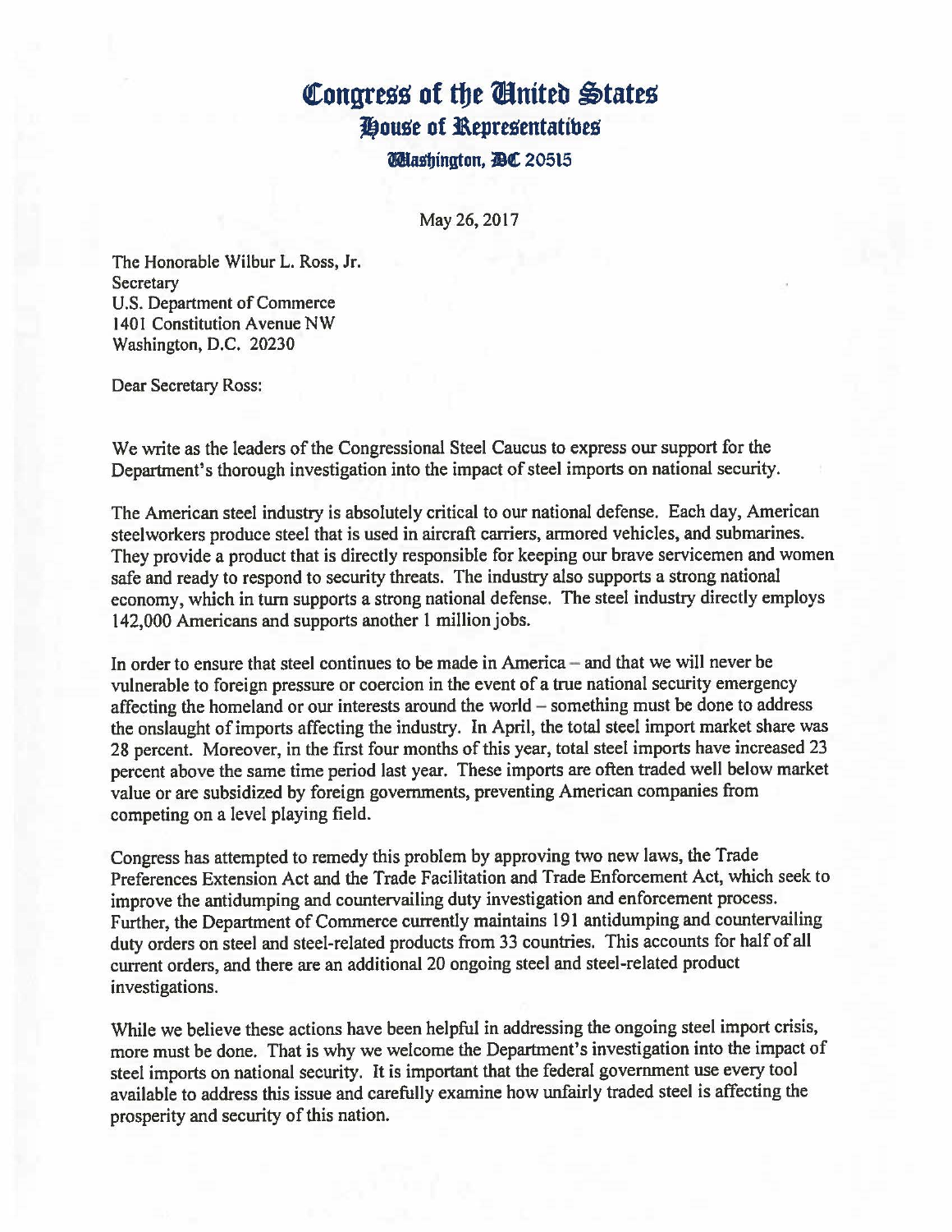# Congress of the United States
## House of Representatives
### Washington, DC 20515

May 26, 2017

The Honorable Wilbur L. Ross, Jr.
Secretary
U.S. Department of Commerce
1401 Constitution Avenue NW
Washington, D.C. 20230

Dear Secretary Ross:

We write as the leaders of the Congressional Steel Caucus to express our support for the Department's thorough investigation into the impact of steel imports on national security.

The American steel industry is absolutely critical to our national defense. Each day, American steelworkers produce steel that is used in aircraft carriers, armored vehicles, and submarines. They provide a product that is directly responsible for keeping our brave servicemen and women safe and ready to respond to security threats. The industry also supports a strong national economy, which in turn supports a strong national defense. The steel industry directly employs 142,000 Americans and supports another 1 million jobs.

In order to ensure that steel continues to be made in America – and that we will never be vulnerable to foreign pressure or coercion in the event of a true national security emergency affecting the homeland or our interests around the world – something must be done to address the onslaught of imports affecting the industry. In April, the total steel import market share was 28 percent. Moreover, in the first four months of this year, total steel imports have increased 23 percent above the same time period last year. These imports are often traded well below market value or are subsidized by foreign governments, preventing American companies from competing on a level playing field.

Congress has attempted to remedy this problem by approving two new laws, the Trade Preferences Extension Act and the Trade Facilitation and Trade Enforcement Act, which seek to improve the antidumping and countervailing duty investigation and enforcement process. Further, the Department of Commerce currently maintains 191 antidumping and countervailing duty orders on steel and steel-related products from 33 countries. This accounts for half of all current orders, and there are an additional 20 ongoing steel and steel-related product investigations.

While we believe these actions have been helpful in addressing the ongoing steel import crisis, more must be done. That is why we welcome the Department's investigation into the impact of steel imports on national security. It is important that the federal government use every tool available to address this issue and carefully examine how unfairly traded steel is affecting the prosperity and security of this nation.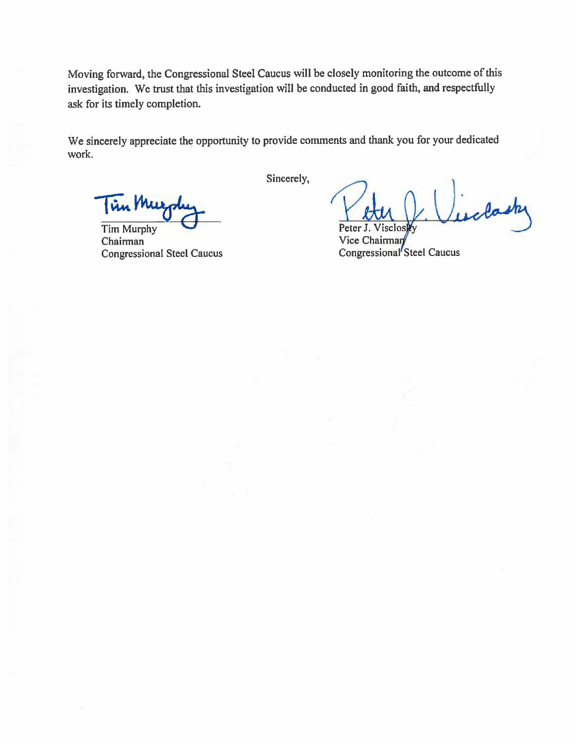Moving forward, the Congressional Steel Caucus will be closely monitoring the outcome of this investigation. We trust that this investigation will be conducted in good faith, and respectfully ask for its timely completion.

We sincerely appreciate the opportunity to provide comments and thank you for your dedicated work.

Sincerely,

Tim Murphy
Chairman
Congressional Steel Caucus

Peter J. Visclosky
Vice Chairman
Congressional Steel Caucus